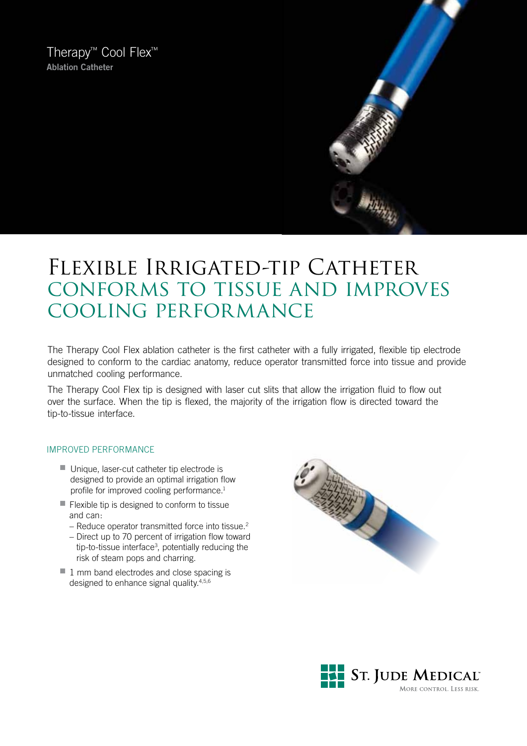Therapy™ Cool Flex™
**Ablation Catheter**

# Flexible Irrigated-tip Catheter
## Conforms to Tissue and Improves Cooling Performance

The Therapy Cool Flex ablation catheter is the first catheter with a fully irrigated, flexible tip electrode designed to conform to the cardiac anatomy, reduce operator transmitted force into tissue and provide unmatched cooling performance.

The Therapy Cool Flex tip is designed with laser cut slits that allow the irrigation fluid to flow out over the surface. When the tip is flexed, the majority of the irrigation flow is directed toward the tip-to-tissue interface.

### IMPROVED PERFORMANCE

- Unique, laser-cut catheter tip electrode is designed to provide an optimal irrigation flow profile for improved cooling performance.[1]
- Flexible tip is designed to conform to tissue and can:
  - Reduce operator transmitted force into tissue.[2]
  - Direct up to 70 percent of irrigation flow toward tip-to-tissue interface[3], potentially reducing the risk of steam pops and charring.
- 1 mm band electrodes and close spacing is designed to enhance signal quality.[4,5,6]

St. Jude Medical™
More control. Less risk.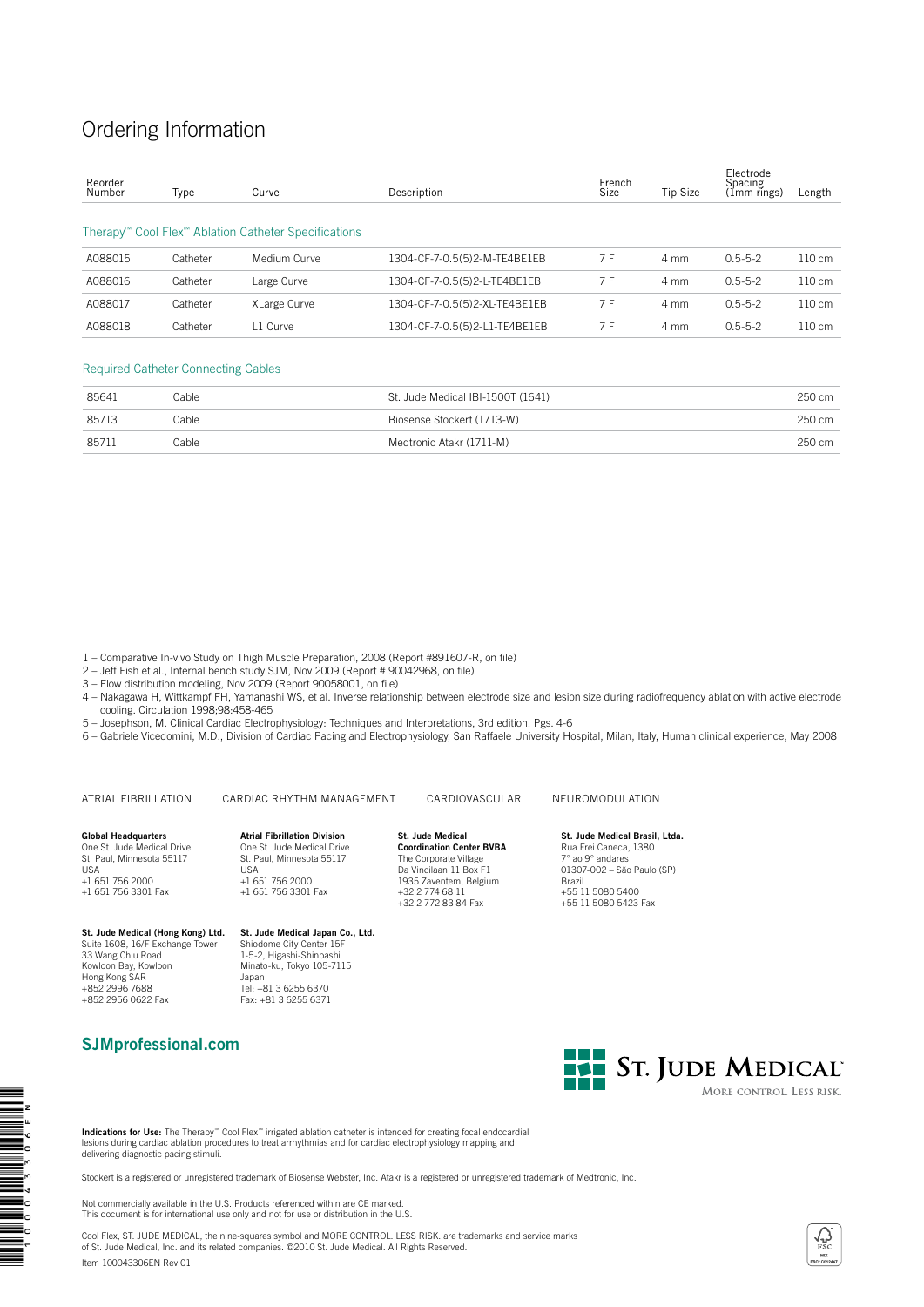# Ordering Information

| Reorder Number | Type | Curve | Description | French Size | Tip Size | Electrode Spacing (1mm rings) | Length |
|---|---|---|---|---|---|---|---|
| **Therapy™ Cool Flex™ Ablation Catheter Specifications** | | | | | | | |
| A088015 | Catheter | Medium Curve | 1304-CF-7-0.5(5)2-M-TE4BE1EB | 7 F | 4 mm | 0.5-5-2 | 110 cm |
| A088016 | Catheter | Large Curve | 1304-CF-7-0.5(5)2-L-TE4BE1EB | 7 F | 4 mm | 0.5-5-2 | 110 cm |
| A088017 | Catheter | XLarge Curve | 1304-CF-7-0.5(5)2-XL-TE4BE1EB | 7 F | 4 mm | 0.5-5-2 | 110 cm |
| A088018 | Catheter | L1 Curve | 1304-CF-7-0.5(5)2-L1-TE4BE1EB | 7 F | 4 mm | 0.5-5-2 | 110 cm |
| **Required Catheter Connecting Cables** | | | | | | | |
| 85641 | Cable | | St. Jude Medical IBI-1500T (1641) | | | | 250 cm |
| 85713 | Cable | | Biosense Stockert (1713-W) | | | | 250 cm |
| 85711 | Cable | | Medtronic Atakr (1711-M) | | | | 250 cm |

1 – Comparative In-vivo Study on Thigh Muscle Preparation, 2008 (Report #891607-R, on file)
2 – Jeff Fish et al., Internal bench study SJM, Nov 2009 (Report # 90042968, on file)
3 – Flow distribution modeling, Nov 2009 (Report 90058001, on file)
4 – Nakagawa H, Wittkampf FH, Yamanashi WS, et al. Inverse relationship between electrode size and lesion size during radiofrequency ablation with active electrode cooling. Circulation 1998;98:458-465
5 – Josephson, M. Clinical Cardiac Electrophysiology: Techniques and Interpretations, 3rd edition. Pgs. 4-6
6 – Gabriele Vicedomini, M.D., Division of Cardiac Pacing and Electrophysiology, San Raffaele University Hospital, Milan, Italy, Human clinical experience, May 2008

ATRIAL FIBRILLATION CARDIAC RHYTHM MANAGEMENT CARDIOVASCULAR NEUROMODULATION

**Global Headquarters**
One St. Jude Medical Drive
St. Paul, Minnesota 55117
USA
+1 651 756 2000
+1 651 756 3301 Fax

**Atrial Fibrillation Division**
One St. Jude Medical Drive
St. Paul, Minnesota 55117
USA
+1 651 756 2000
+1 651 756 3301 Fax

**St. Jude Medical Coordination Center BVBA**
The Corporate Village
Da Vincilaan 11 Box F1
1935 Zaventem, Belgium
+32 2 774 68 11
+32 2 772 83 84 Fax

**St. Jude Medical Brasil, Ltda.**
Rua Frei Caneca, 1380
7° ao 9° andares
01307-002 – São Paulo (SP)
Brazil
+55 11 5080 5400
+55 11 5080 5423 Fax

**St. Jude Medical (Hong Kong) Ltd.**
Suite 1608, 16/F Exchange Tower
33 Wang Chiu Road
Kowloon Bay, Kowloon
Hong Kong SAR
+852 2996 7688
+852 2956 0622 Fax

**St. Jude Medical Japan Co., Ltd.**
Shiodome City Center 15F
1-5-2, Higashi-Shinbashi
Minato-ku, Tokyo 105-7115
Japan
Tel: +81 3 6255 6370
Fax: +81 3 6255 6371

**SJMprofessional.com**

ST. JUDE MEDICAL™
MORE CONTROL. LESS RISK.

**Indications for Use:** The Therapy™ Cool Flex™ irrigated ablation catheter is intended for creating focal endocardial lesions during cardiac ablation procedures to treat arrhythmias and for cardiac electrophysiology mapping and delivering diagnostic pacing stimuli.

Stockert is a registered or unregistered trademark of Biosense Webster, Inc. Atakr is a registered or unregistered trademark of Medtronic, Inc.

Not commercially available in the U.S. Products referenced within are CE marked.
This document is for international use only and not for use or distribution in the U.S.

Cool Flex, ST. JUDE MEDICAL, the nine-squares symbol and MORE CONTROL. LESS RISK. are trademarks and service marks of St. Jude Medical, Inc. and its related companies. ©2010 St. Jude Medical. All Rights Reserved.
Item 100043306EN Rev 01